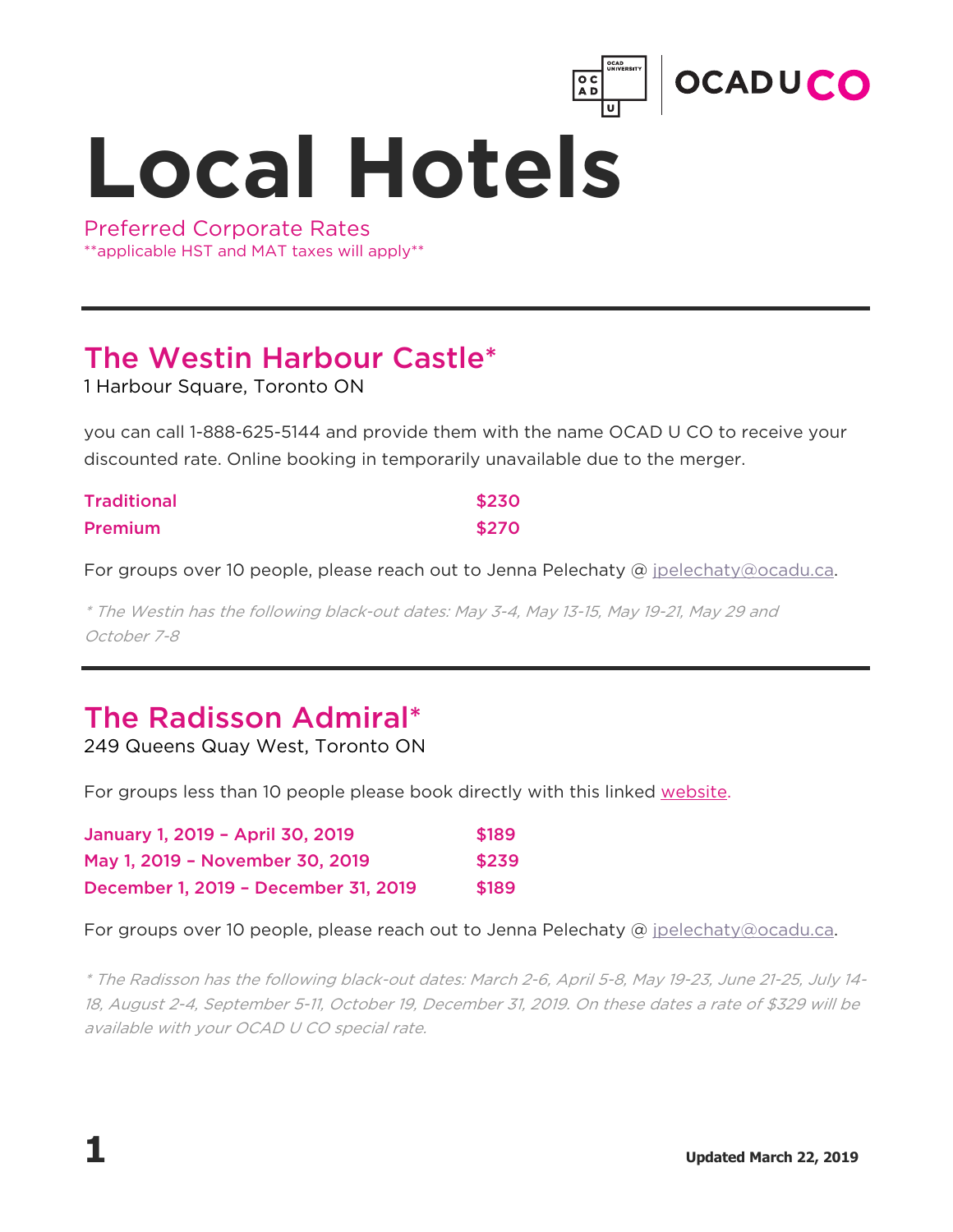# Local Hotels

Preferred Corporate Rates

\*\*applicable HST and MAT taxes will apply\*\*

---

## The Westin Harbour Castle*

1 Harbour Square, Toronto ON

you can call 1-888-625-5144 and provide them with the name OCAD U CO to receive your discounted rate. Online booking in temporarily unavailable due to the merger.

| | |
|---|---|
| **Traditional** | **$230** |
| **Premium** | **$270** |

For groups over 10 people, please reach out to Jenna Pelechaty @ jpelechaty@ocadu.ca.

*\* The Westin has the following black-out dates: May 3-4, May 13-15, May 19-21, May 29 and October 7-8*

---

## The Radisson Admiral*

249 Queens Quay West, Toronto ON

For groups less than 10 people please book directly with this linked website.

| | |
|---|---|
| **January 1, 2019 – April 30, 2019** | **$189** |
| **May 1, 2019 – November 30, 2019** | **$239** |
| **December 1, 2019 – December 31, 2019** | **$189** |

For groups over 10 people, please reach out to Jenna Pelechaty @ jpelechaty@ocadu.ca.

*\* The Radisson has the following black-out dates: March 2-6, April 5-8, May 19-23, June 21-25, July 14-18, August 2-4, September 5-11, October 19, December 31, 2019. On these dates a rate of $329 will be available with your OCAD U CO special rate.*

**Updated March 22, 2019**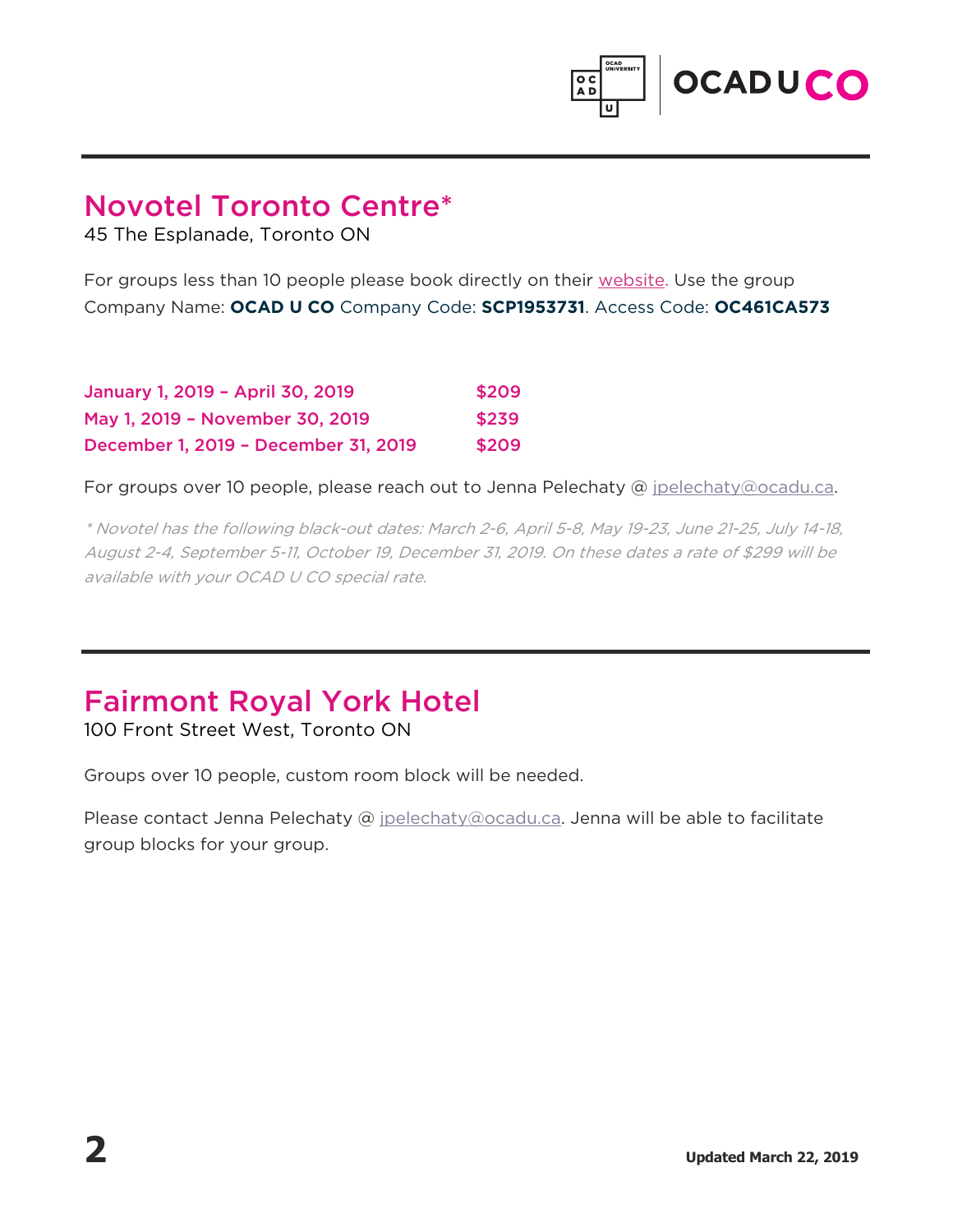## Novotel Toronto Centre*

45 The Esplanade, Toronto ON

For groups less than 10 people please book directly on their website. Use the group Company Name: **OCAD U CO** Company Code: **SCP1953731**. Access Code: **OC461CA573**

| | |
|---|---|
| **January 1, 2019 – April 30, 2019** | **$209** |
| **May 1, 2019 – November 30, 2019** | **$239** |
| **December 1, 2019 – December 31, 2019** | **$209** |

For groups over 10 people, please reach out to Jenna Pelechaty @ jpelechaty@ocadu.ca.

*\* Novotel has the following black-out dates: March 2-6, April 5-8, May 19-23, June 21-25, July 14-18, August 2-4, September 5-11, October 19, December 31, 2019. On these dates a rate of $299 will be available with your OCAD U CO special rate.*

## Fairmont Royal York Hotel

100 Front Street West, Toronto ON

Groups over 10 people, custom room block will be needed.

Please contact Jenna Pelechaty @ jpelechaty@ocadu.ca. Jenna will be able to facilitate group blocks for your group.

**Updated March 22, 2019**